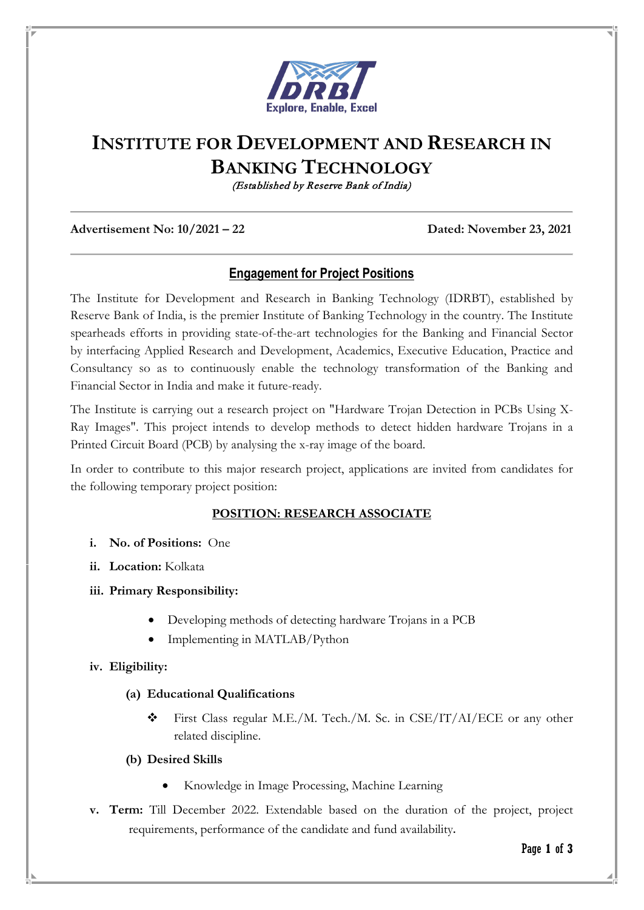# INSTITUTE FOR DEVELOPMENT AND RESEARCH IN BANKING TECHNOLOGY

*(Established by Reserve Bank of India)*

**Advertisement No: 10/2021 – 22** **Dated: November 23, 2021**

## Engagement for Project Positions

The Institute for Development and Research in Banking Technology (IDRBT), established by Reserve Bank of India, is the premier Institute of Banking Technology in the country. The Institute spearheads efforts in providing state-of-the-art technologies for the Banking and Financial Sector by interfacing Applied Research and Development, Academics, Executive Education, Practice and Consultancy so as to continuously enable the technology transformation of the Banking and Financial Sector in India and make it future-ready.

The Institute is carrying out a research project on "Hardware Trojan Detection in PCBs Using X-Ray Images". This project intends to develop methods to detect hidden hardware Trojans in a Printed Circuit Board (PCB) by analysing the x-ray image of the board.

In order to contribute to this major research project, applications are invited from candidates for the following temporary project position:

### POSITION: RESEARCH ASSOCIATE

i. **No. of Positions:** One

ii. **Location:** Kolkata

iii. **Primary Responsibility:**

- Developing methods of detecting hardware Trojans in a PCB
- Implementing in MATLAB/Python

iv. **Eligibility:**

**(a) Educational Qualifications**

- First Class regular M.E./M. Tech./M. Sc. in CSE/IT/AI/ECE or any other related discipline.

**(b) Desired Skills**

- Knowledge in Image Processing, Machine Learning

v. **Term:** Till December 2022. Extendable based on the duration of the project, project requirements, performance of the candidate and fund availability.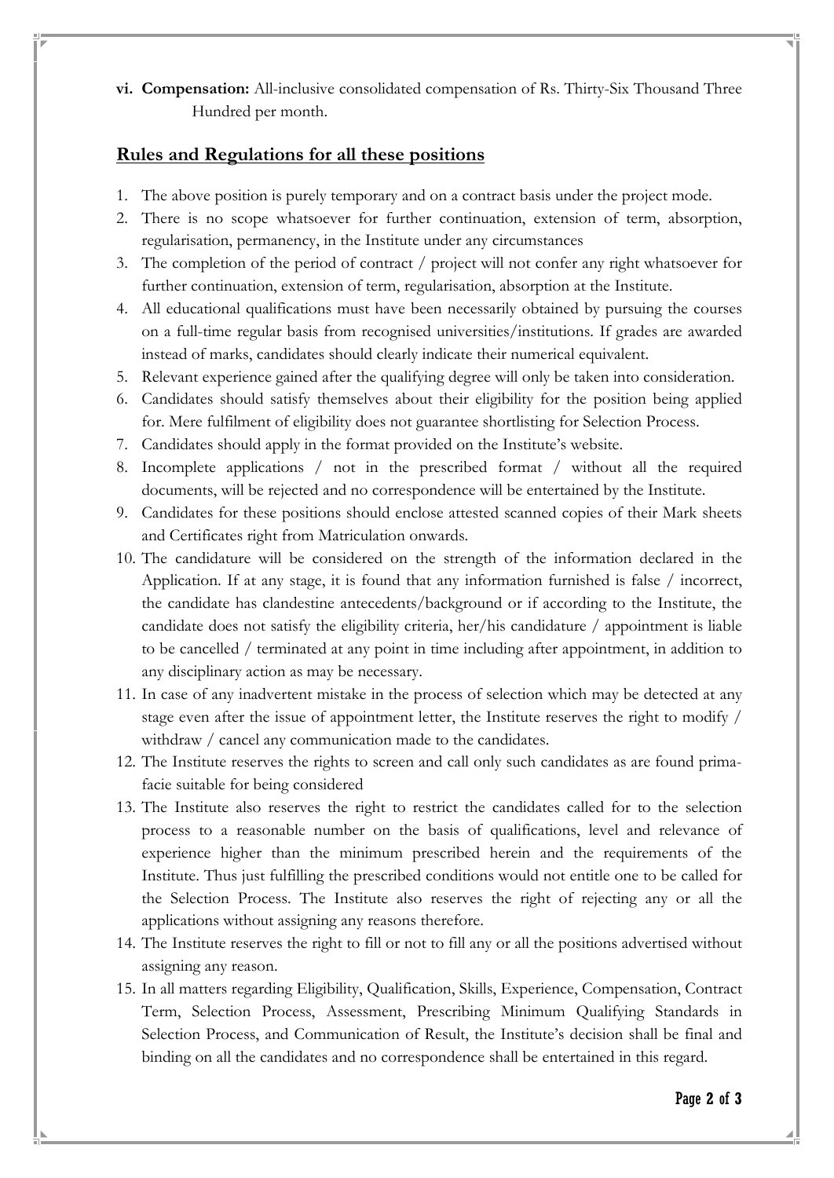vi. **Compensation:** All-inclusive consolidated compensation of Rs. Thirty-Six Thousand Three Hundred per month.

## Rules and Regulations for all these positions

1. The above position is purely temporary and on a contract basis under the project mode.
2. There is no scope whatsoever for further continuation, extension of term, absorption, regularisation, permanency, in the Institute under any circumstances
3. The completion of the period of contract / project will not confer any right whatsoever for further continuation, extension of term, regularisation, absorption at the Institute.
4. All educational qualifications must have been necessarily obtained by pursuing the courses on a full-time regular basis from recognised universities/institutions. If grades are awarded instead of marks, candidates should clearly indicate their numerical equivalent.
5. Relevant experience gained after the qualifying degree will only be taken into consideration.
6. Candidates should satisfy themselves about their eligibility for the position being applied for. Mere fulfilment of eligibility does not guarantee shortlisting for Selection Process.
7. Candidates should apply in the format provided on the Institute's website.
8. Incomplete applications / not in the prescribed format / without all the required documents, will be rejected and no correspondence will be entertained by the Institute.
9. Candidates for these positions should enclose attested scanned copies of their Mark sheets and Certificates right from Matriculation onwards.
10. The candidature will be considered on the strength of the information declared in the Application. If at any stage, it is found that any information furnished is false / incorrect, the candidate has clandestine antecedents/background or if according to the Institute, the candidate does not satisfy the eligibility criteria, her/his candidature / appointment is liable to be cancelled / terminated at any point in time including after appointment, in addition to any disciplinary action as may be necessary.
11. In case of any inadvertent mistake in the process of selection which may be detected at any stage even after the issue of appointment letter, the Institute reserves the right to modify / withdraw / cancel any communication made to the candidates.
12. The Institute reserves the rights to screen and call only such candidates as are found prima-facie suitable for being considered
13. The Institute also reserves the right to restrict the candidates called for to the selection process to a reasonable number on the basis of qualifications, level and relevance of experience higher than the minimum prescribed herein and the requirements of the Institute. Thus just fulfilling the prescribed conditions would not entitle one to be called for the Selection Process. The Institute also reserves the right of rejecting any or all the applications without assigning any reasons therefore.
14. The Institute reserves the right to fill or not to fill any or all the positions advertised without assigning any reason.
15. In all matters regarding Eligibility, Qualification, Skills, Experience, Compensation, Contract Term, Selection Process, Assessment, Prescribing Minimum Qualifying Standards in Selection Process, and Communication of Result, the Institute's decision shall be final and binding on all the candidates and no correspondence shall be entertained in this regard.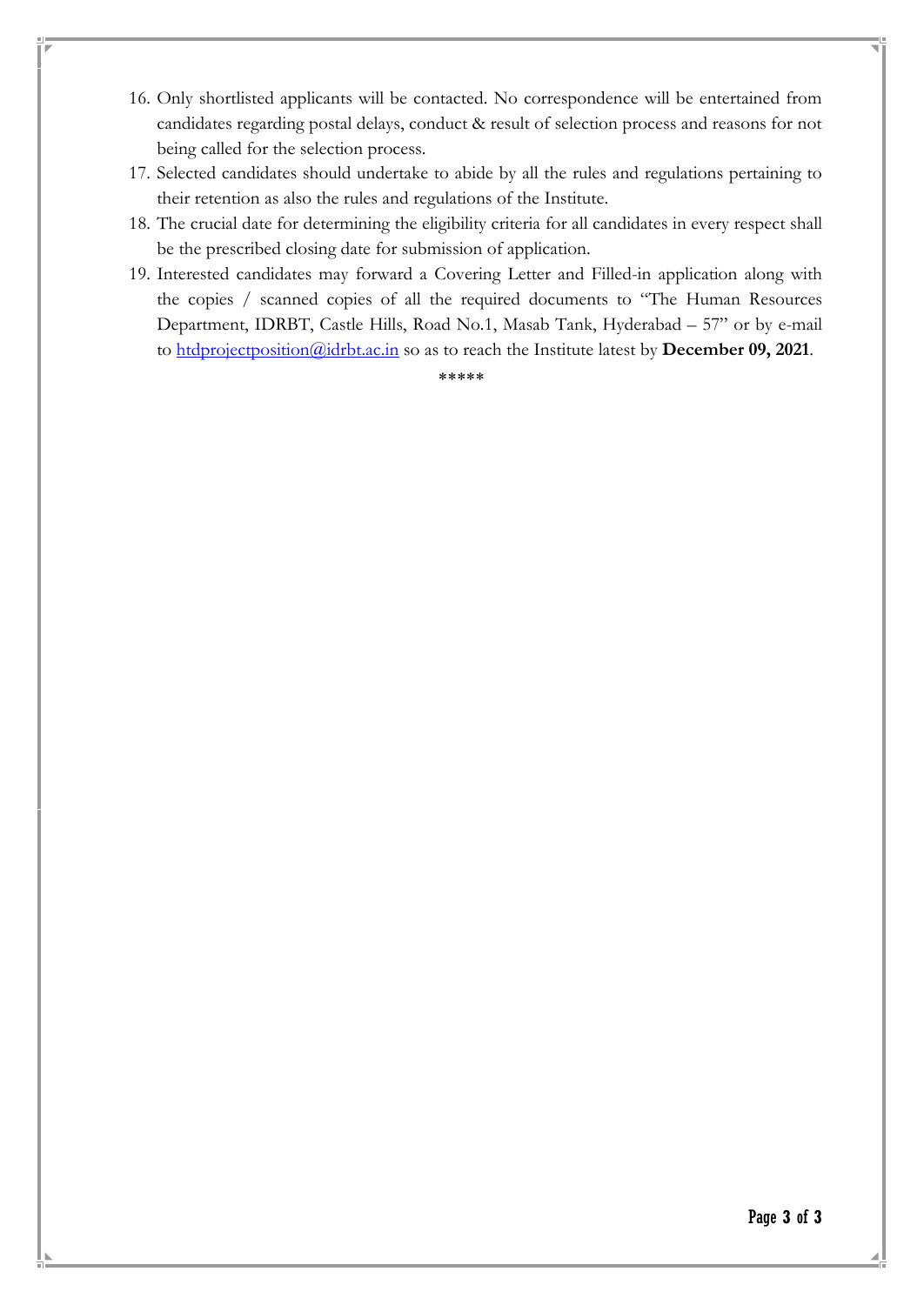16. Only shortlisted applicants will be contacted. No correspondence will be entertained from candidates regarding postal delays, conduct & result of selection process and reasons for not being called for the selection process.
17. Selected candidates should undertake to abide by all the rules and regulations pertaining to their retention as also the rules and regulations of the Institute.
18. The crucial date for determining the eligibility criteria for all candidates in every respect shall be the prescribed closing date for submission of application.
19. Interested candidates may forward a Covering Letter and Filled-in application along with the copies / scanned copies of all the required documents to "The Human Resources Department, IDRBT, Castle Hills, Road No.1, Masab Tank, Hyderabad – 57" or by e-mail to htdprojectposition@idrbt.ac.in so as to reach the Institute latest by **December 09, 2021**.

*****